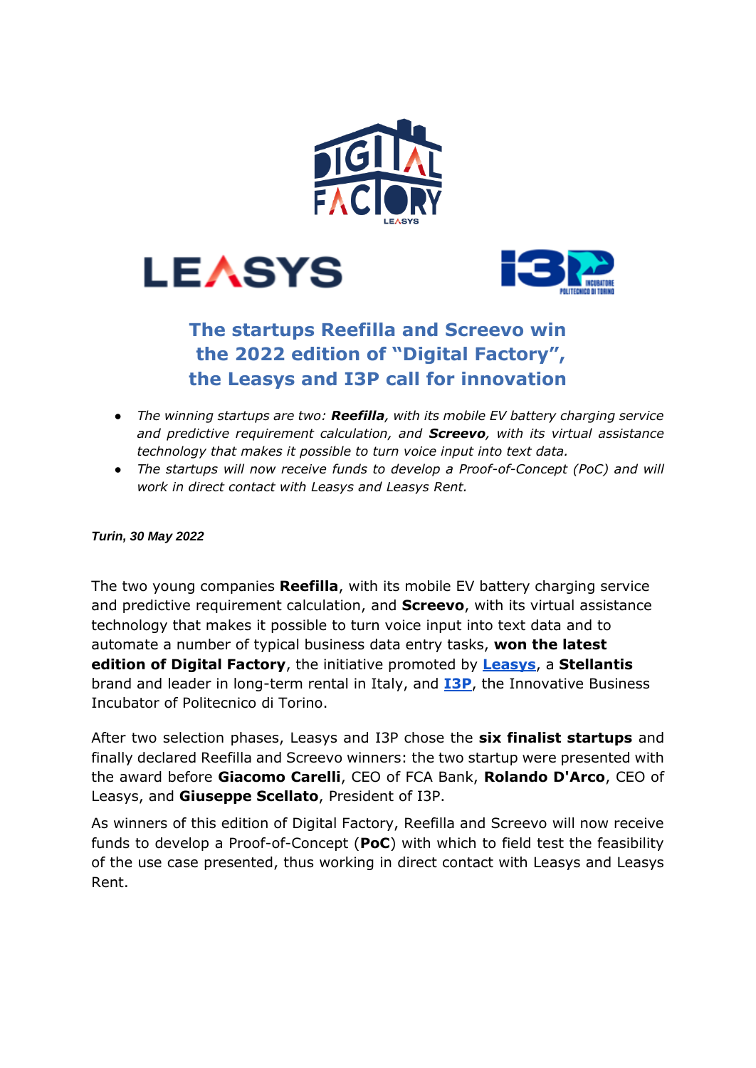# The startups Reefilla and Screevo win the 2022 edition of "Digital Factory", the Leasys and I3P call for innovation

- *The winning startups are two:* ***Reefilla****, with its mobile EV battery charging service and predictive requirement calculation, and* ***Screevo****, with its virtual assistance technology that makes it possible to turn voice input into text data.*
- *The startups will now receive funds to develop a Proof-of-Concept (PoC) and will work in direct contact with Leasys and Leasys Rent.*

***Turin, 30 May 2022***

The two young companies **Reefilla**, with its mobile EV battery charging service and predictive requirement calculation, and **Screevo**, with its virtual assistance technology that makes it possible to turn voice input into text data and to automate a number of typical business data entry tasks, **won the latest edition of Digital Factory**, the initiative promoted by **Leasys**, a **Stellantis** brand and leader in long-term rental in Italy, and **I3P**, the Innovative Business Incubator of Politecnico di Torino.

After two selection phases, Leasys and I3P chose the **six finalist startups** and finally declared Reefilla and Screevo winners: the two startup were presented with the award before **Giacomo Carelli**, CEO of FCA Bank, **Rolando D'Arco**, CEO of Leasys, and **Giuseppe Scellato**, President of I3P.

As winners of this edition of Digital Factory, Reefilla and Screevo will now receive funds to develop a Proof-of-Concept (**PoC**) with which to field test the feasibility of the use case presented, thus working in direct contact with Leasys and Leasys Rent.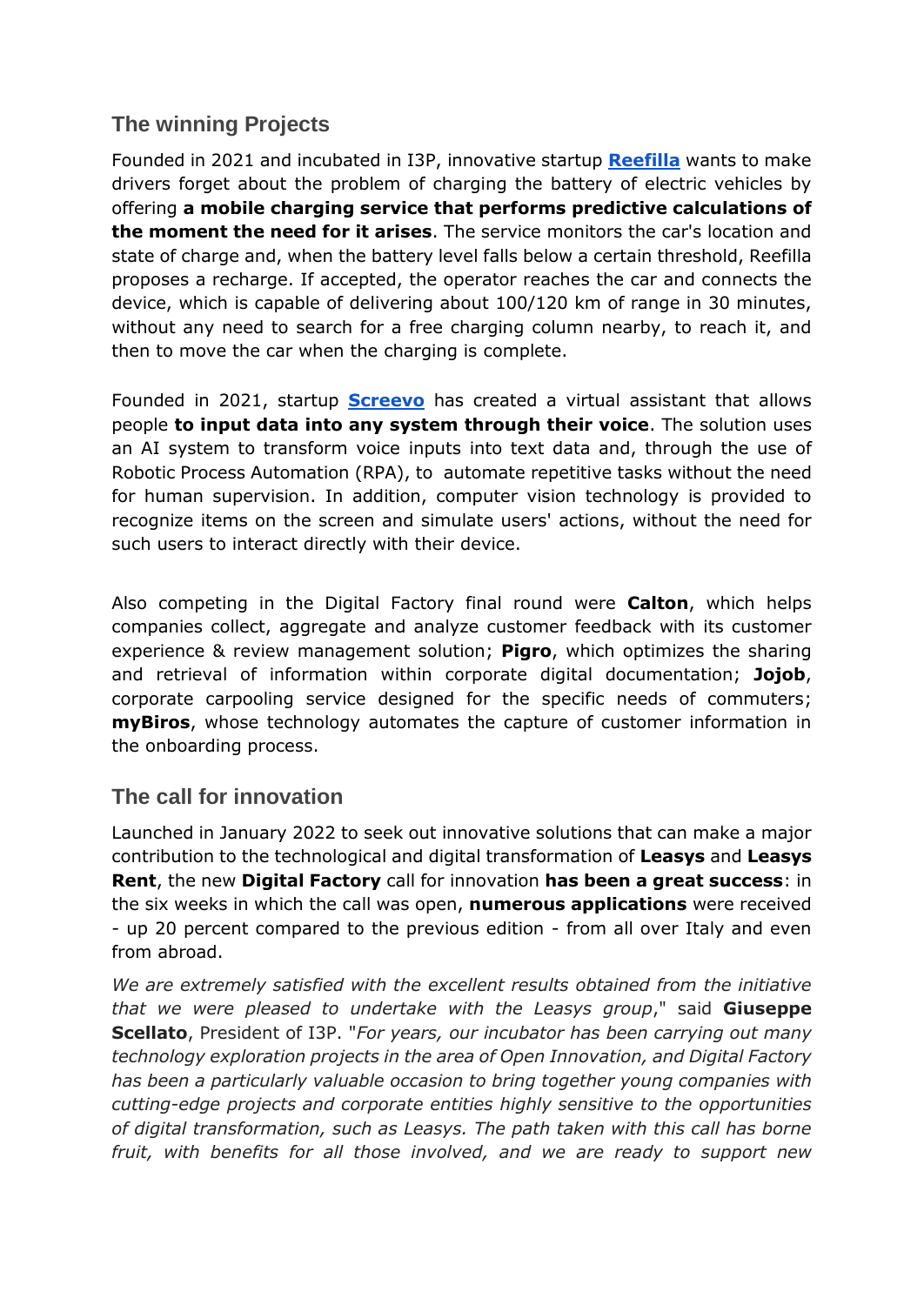## The winning Projects

Founded in 2021 and incubated in I3P, innovative startup **Reefilla** wants to make drivers forget about the problem of charging the battery of electric vehicles by offering **a mobile charging service that performs predictive calculations of the moment the need for it arises**. The service monitors the car's location and state of charge and, when the battery level falls below a certain threshold, Reefilla proposes a recharge. If accepted, the operator reaches the car and connects the device, which is capable of delivering about 100/120 km of range in 30 minutes, without any need to search for a free charging column nearby, to reach it, and then to move the car when the charging is complete.

Founded in 2021, startup **Screevo** has created a virtual assistant that allows people **to input data into any system through their voice**. The solution uses an AI system to transform voice inputs into text data and, through the use of Robotic Process Automation (RPA), to automate repetitive tasks without the need for human supervision. In addition, computer vision technology is provided to recognize items on the screen and simulate users' actions, without the need for such users to interact directly with their device.

Also competing in the Digital Factory final round were **Calton**, which helps companies collect, aggregate and analyze customer feedback with its customer experience & review management solution; **Pigro**, which optimizes the sharing and retrieval of information within corporate digital documentation; **Jojob**, corporate carpooling service designed for the specific needs of commuters; **myBiros**, whose technology automates the capture of customer information in the onboarding process.

## The call for innovation

Launched in January 2022 to seek out innovative solutions that can make a major contribution to the technological and digital transformation of **Leasys** and **Leasys Rent**, the new **Digital Factory** call for innovation **has been a great success**: in the six weeks in which the call was open, **numerous applications** were received - up 20 percent compared to the previous edition - from all over Italy and even from abroad.

*We are extremely satisfied with the excellent results obtained from the initiative that we were pleased to undertake with the Leasys group*," said **Giuseppe Scellato**, President of I3P. "*For years, our incubator has been carrying out many technology exploration projects in the area of Open Innovation, and Digital Factory has been a particularly valuable occasion to bring together young companies with cutting-edge projects and corporate entities highly sensitive to the opportunities of digital transformation, such as Leasys. The path taken with this call has borne fruit, with benefits for all those involved, and we are ready to support new*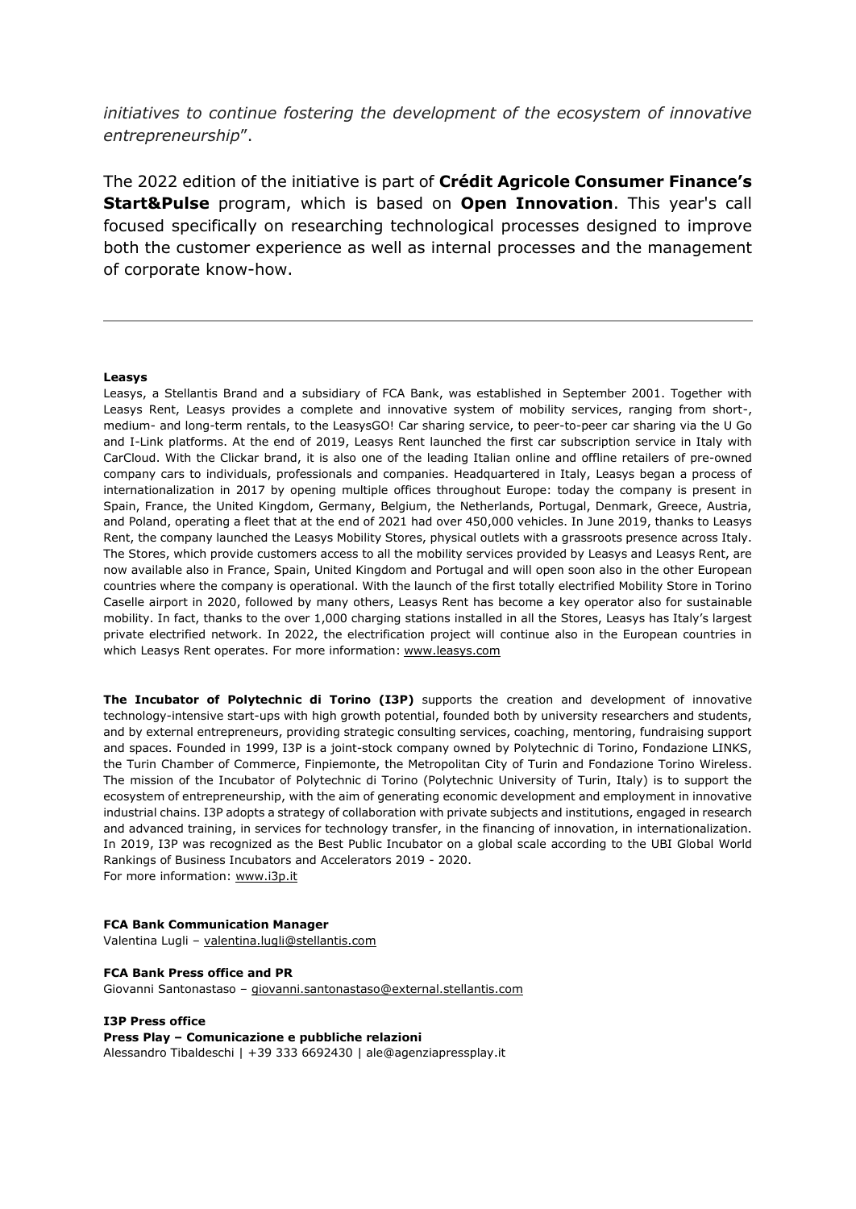*initiatives to continue fostering the development of the ecosystem of innovative entrepreneurship*".

The 2022 edition of the initiative is part of **Crédit Agricole Consumer Finance's Start&Pulse** program, which is based on **Open Innovation**. This year's call focused specifically on researching technological processes designed to improve both the customer experience as well as internal processes and the management of corporate know-how.

---

**Leasys**

Leasys, a Stellantis Brand and a subsidiary of FCA Bank, was established in September 2001. Together with Leasys Rent, Leasys provides a complete and innovative system of mobility services, ranging from short-, medium- and long-term rentals, to the LeasysGO! Car sharing service, to peer-to-peer car sharing via the U Go and I-Link platforms. At the end of 2019, Leasys Rent launched the first car subscription service in Italy with CarCloud. With the Clickar brand, it is also one of the leading Italian online and offline retailers of pre-owned company cars to individuals, professionals and companies. Headquartered in Italy, Leasys began a process of internationalization in 2017 by opening multiple offices throughout Europe: today the company is present in Spain, France, the United Kingdom, Germany, Belgium, the Netherlands, Portugal, Denmark, Greece, Austria, and Poland, operating a fleet that at the end of 2021 had over 450,000 vehicles. In June 2019, thanks to Leasys Rent, the company launched the Leasys Mobility Stores, physical outlets with a grassroots presence across Italy. The Stores, which provide customers access to all the mobility services provided by Leasys and Leasys Rent, are now available also in France, Spain, United Kingdom and Portugal and will open soon also in the other European countries where the company is operational. With the launch of the first totally electrified Mobility Store in Torino Caselle airport in 2020, followed by many others, Leasys Rent has become a key operator also for sustainable mobility. In fact, thanks to the over 1,000 charging stations installed in all the Stores, Leasys has Italy's largest private electrified network. In 2022, the electrification project will continue also in the European countries in which Leasys Rent operates. For more information: www.leasys.com

**The Incubator of Polytechnic di Torino (I3P)** supports the creation and development of innovative technology-intensive start-ups with high growth potential, founded both by university researchers and students, and by external entrepreneurs, providing strategic consulting services, coaching, mentoring, fundraising support and spaces. Founded in 1999, I3P is a joint-stock company owned by Polytechnic di Torino, Fondazione LINKS, the Turin Chamber of Commerce, Finpiemonte, the Metropolitan City of Turin and Fondazione Torino Wireless. The mission of the Incubator of Polytechnic di Torino (Polytechnic University of Turin, Italy) is to support the ecosystem of entrepreneurship, with the aim of generating economic development and employment in innovative industrial chains. I3P adopts a strategy of collaboration with private subjects and institutions, engaged in research and advanced training, in services for technology transfer, in the financing of innovation, in internationalization. In 2019, I3P was recognized as the Best Public Incubator on a global scale according to the UBI Global World Rankings of Business Incubators and Accelerators 2019 - 2020.
For more information: www.i3p.it

**FCA Bank Communication Manager**
Valentina Lugli – valentina.lugli@stellantis.com

**FCA Bank Press office and PR**
Giovanni Santonastaso – giovanni.santonastaso@external.stellantis.com

**I3P Press office**
**Press Play – Comunicazione e pubbliche relazioni**
Alessandro Tibaldeschi | +39 333 6692430 | ale@agenziapressplay.it